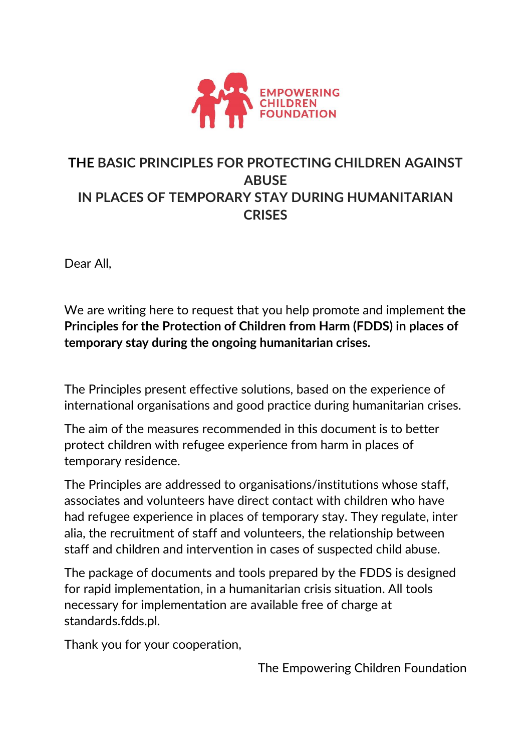EMPOWERING CHILDREN FOUNDATION

# THE BASIC PRINCIPLES FOR PROTECTING CHILDREN AGAINST ABUSE IN PLACES OF TEMPORARY STAY DURING HUMANITARIAN CRISES

Dear All,

We are writing here to request that you help promote and implement **the Principles for the Protection of Children from Harm (FDDS) in places of temporary stay during the ongoing humanitarian crises.**

The Principles present effective solutions, based on the experience of international organisations and good practice during humanitarian crises.

The aim of the measures recommended in this document is to better protect children with refugee experience from harm in places of temporary residence.

The Principles are addressed to organisations/institutions whose staff, associates and volunteers have direct contact with children who have had refugee experience in places of temporary stay. They regulate, inter alia, the recruitment of staff and volunteers, the relationship between staff and children and intervention in cases of suspected child abuse.

The package of documents and tools prepared by the FDDS is designed for rapid implementation, in a humanitarian crisis situation. All tools necessary for implementation are available free of charge at standards.fdds.pl.

Thank you for your cooperation,

The Empowering Children Foundation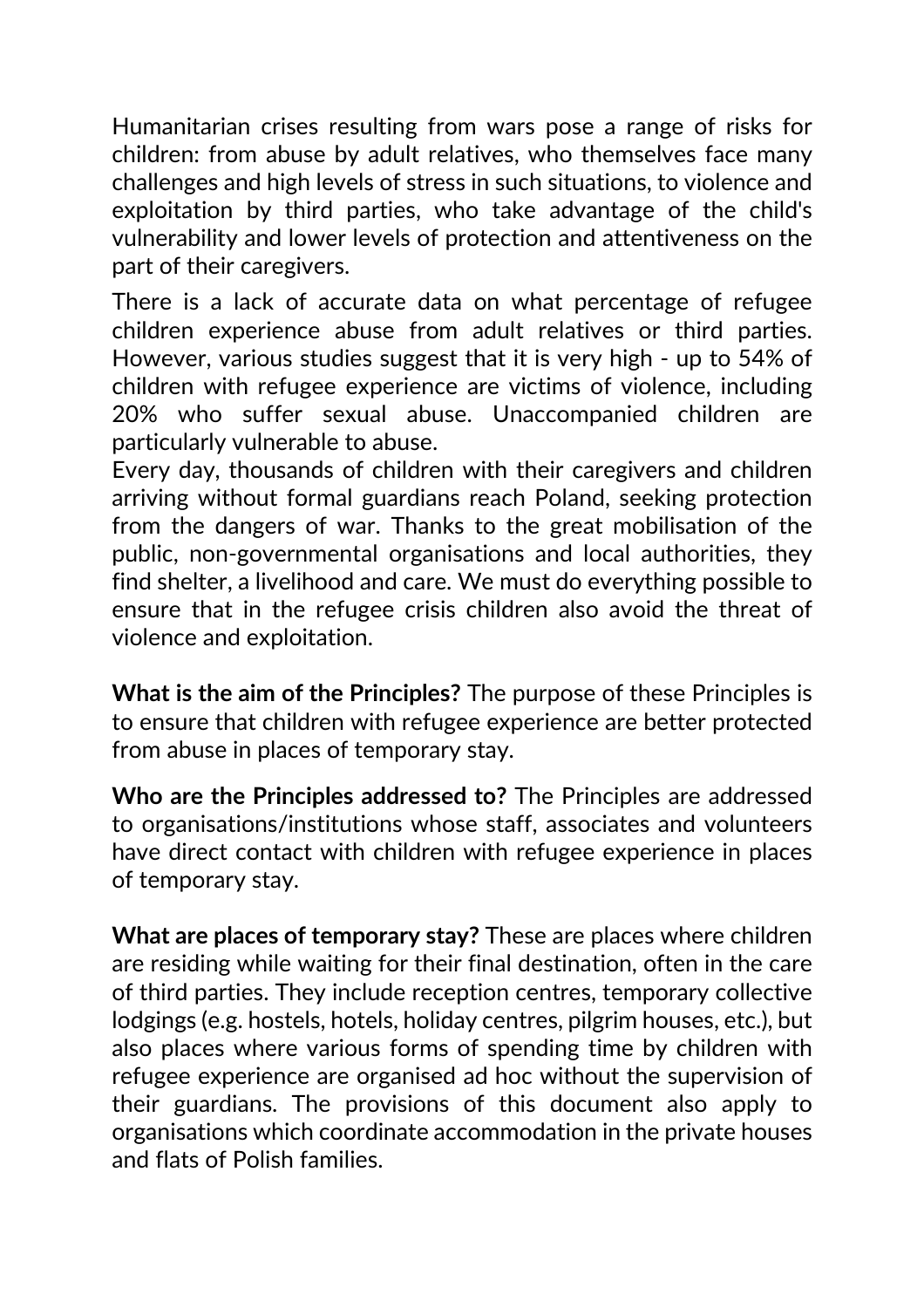Humanitarian crises resulting from wars pose a range of risks for children: from abuse by adult relatives, who themselves face many challenges and high levels of stress in such situations, to violence and exploitation by third parties, who take advantage of the child's vulnerability and lower levels of protection and attentiveness on the part of their caregivers.

There is a lack of accurate data on what percentage of refugee children experience abuse from adult relatives or third parties. However, various studies suggest that it is very high - up to 54% of children with refugee experience are victims of violence, including 20% who suffer sexual abuse. Unaccompanied children are particularly vulnerable to abuse.

Every day, thousands of children with their caregivers and children arriving without formal guardians reach Poland, seeking protection from the dangers of war. Thanks to the great mobilisation of the public, non-governmental organisations and local authorities, they find shelter, a livelihood and care. We must do everything possible to ensure that in the refugee crisis children also avoid the threat of violence and exploitation.

**What is the aim of the Principles?** The purpose of these Principles is to ensure that children with refugee experience are better protected from abuse in places of temporary stay.

**Who are the Principles addressed to?** The Principles are addressed to organisations/institutions whose staff, associates and volunteers have direct contact with children with refugee experience in places of temporary stay.

**What are places of temporary stay?** These are places where children are residing while waiting for their final destination, often in the care of third parties. They include reception centres, temporary collective lodgings (e.g. hostels, hotels, holiday centres, pilgrim houses, etc.), but also places where various forms of spending time by children with refugee experience are organised ad hoc without the supervision of their guardians. The provisions of this document also apply to organisations which coordinate accommodation in the private houses and flats of Polish families.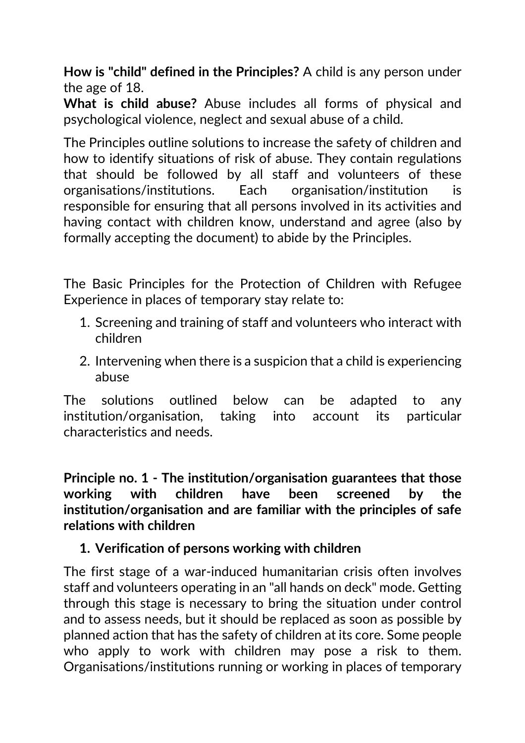**How is "child" defined in the Principles?** A child is any person under the age of 18.

**What is child abuse?** Abuse includes all forms of physical and psychological violence, neglect and sexual abuse of a child.

The Principles outline solutions to increase the safety of children and how to identify situations of risk of abuse. They contain regulations that should be followed by all staff and volunteers of these organisations/institutions. Each organisation/institution is responsible for ensuring that all persons involved in its activities and having contact with children know, understand and agree (also by formally accepting the document) to abide by the Principles.

The Basic Principles for the Protection of Children with Refugee Experience in places of temporary stay relate to:

1. Screening and training of staff and volunteers who interact with children
2. Intervening when there is a suspicion that a child is experiencing abuse

The solutions outlined below can be adapted to any institution/organisation, taking into account its particular characteristics and needs.

**Principle no. 1 - The institution/organisation guarantees that those working with children have been screened by the institution/organisation and are familiar with the principles of safe relations with children**

1. **Verification of persons working with children**

The first stage of a war-induced humanitarian crisis often involves staff and volunteers operating in an "all hands on deck" mode. Getting through this stage is necessary to bring the situation under control and to assess needs, but it should be replaced as soon as possible by planned action that has the safety of children at its core. Some people who apply to work with children may pose a risk to them. Organisations/institutions running or working in places of temporary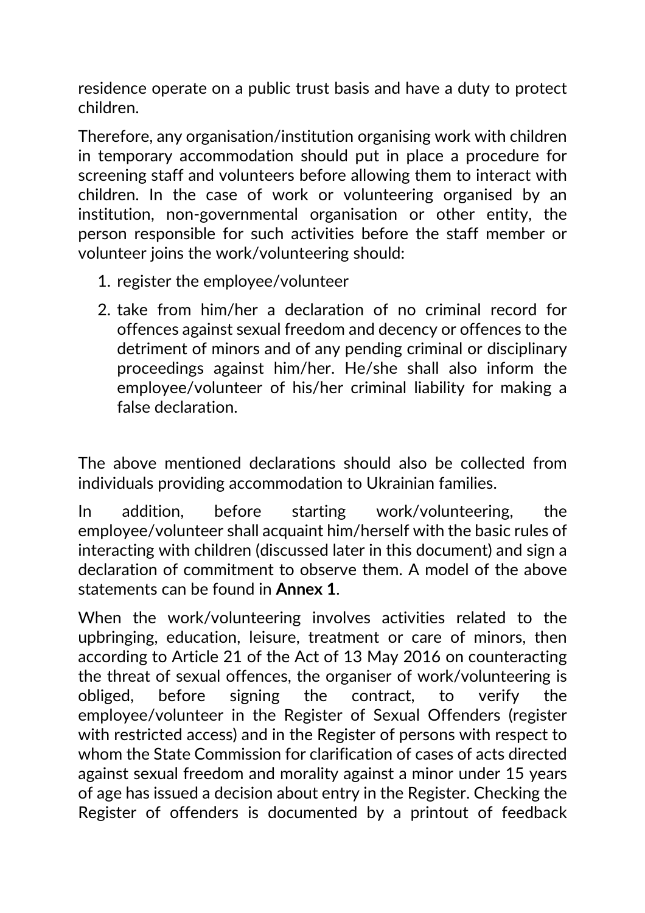residence operate on a public trust basis and have a duty to protect children.

Therefore, any organisation/institution organising work with children in temporary accommodation should put in place a procedure for screening staff and volunteers before allowing them to interact with children. In the case of work or volunteering organised by an institution, non-governmental organisation or other entity, the person responsible for such activities before the staff member or volunteer joins the work/volunteering should:

1. register the employee/volunteer
2. take from him/her a declaration of no criminal record for offences against sexual freedom and decency or offences to the detriment of minors and of any pending criminal or disciplinary proceedings against him/her. He/she shall also inform the employee/volunteer of his/her criminal liability for making a false declaration.

The above mentioned declarations should also be collected from individuals providing accommodation to Ukrainian families.

In addition, before starting work/volunteering, the employee/volunteer shall acquaint him/herself with the basic rules of interacting with children (discussed later in this document) and sign a declaration of commitment to observe them. A model of the above statements can be found in **Annex 1**.

When the work/volunteering involves activities related to the upbringing, education, leisure, treatment or care of minors, then according to Article 21 of the Act of 13 May 2016 on counteracting the threat of sexual offences, the organiser of work/volunteering is obliged, before signing the contract, to verify the employee/volunteer in the Register of Sexual Offenders (register with restricted access) and in the Register of persons with respect to whom the State Commission for clarification of cases of acts directed against sexual freedom and morality against a minor under 15 years of age has issued a decision about entry in the Register. Checking the Register of offenders is documented by a printout of feedback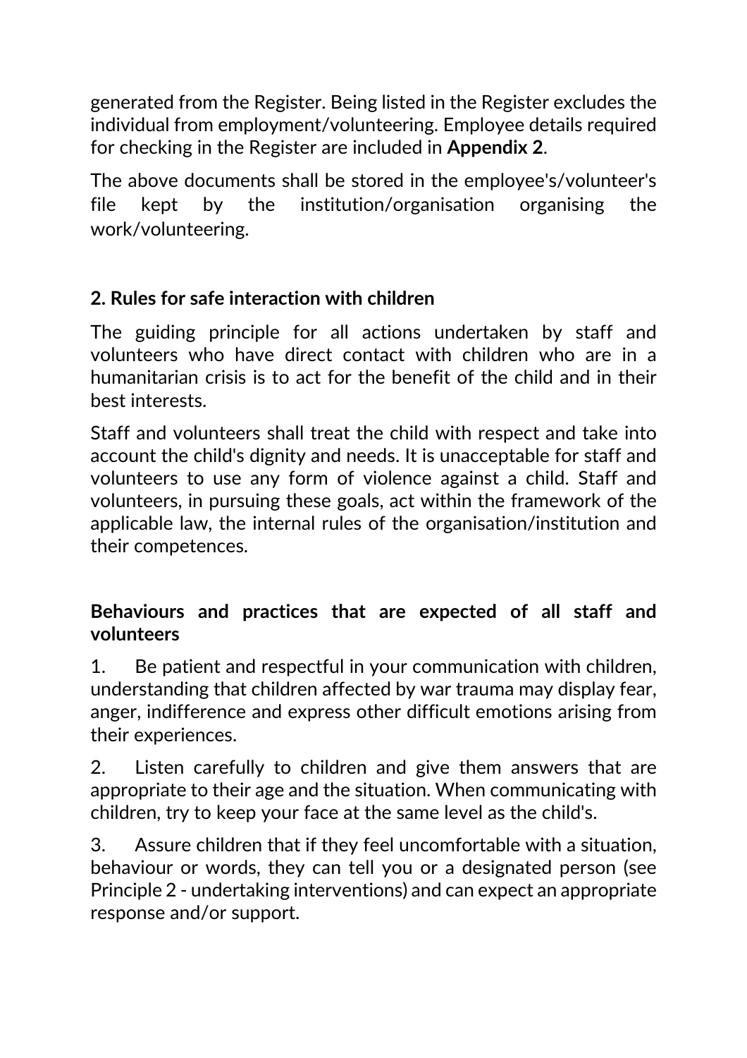generated from the Register. Being listed in the Register excludes the individual from employment/volunteering. Employee details required for checking in the Register are included in **Appendix 2**.

The above documents shall be stored in the employee's/volunteer's file kept by the institution/organisation organising the work/volunteering.

## 2. Rules for safe interaction with children

The guiding principle for all actions undertaken by staff and volunteers who have direct contact with children who are in a humanitarian crisis is to act for the benefit of the child and in their best interests.

Staff and volunteers shall treat the child with respect and take into account the child's dignity and needs. It is unacceptable for staff and volunteers to use any form of violence against a child. Staff and volunteers, in pursuing these goals, act within the framework of the applicable law, the internal rules of the organisation/institution and their competences.

### Behaviours and practices that are expected of all staff and volunteers

1. Be patient and respectful in your communication with children, understanding that children affected by war trauma may display fear, anger, indifference and express other difficult emotions arising from their experiences.
2. Listen carefully to children and give them answers that are appropriate to their age and the situation. When communicating with children, try to keep your face at the same level as the child's.
3. Assure children that if they feel uncomfortable with a situation, behaviour or words, they can tell you or a designated person (see Principle 2 - undertaking interventions) and can expect an appropriate response and/or support.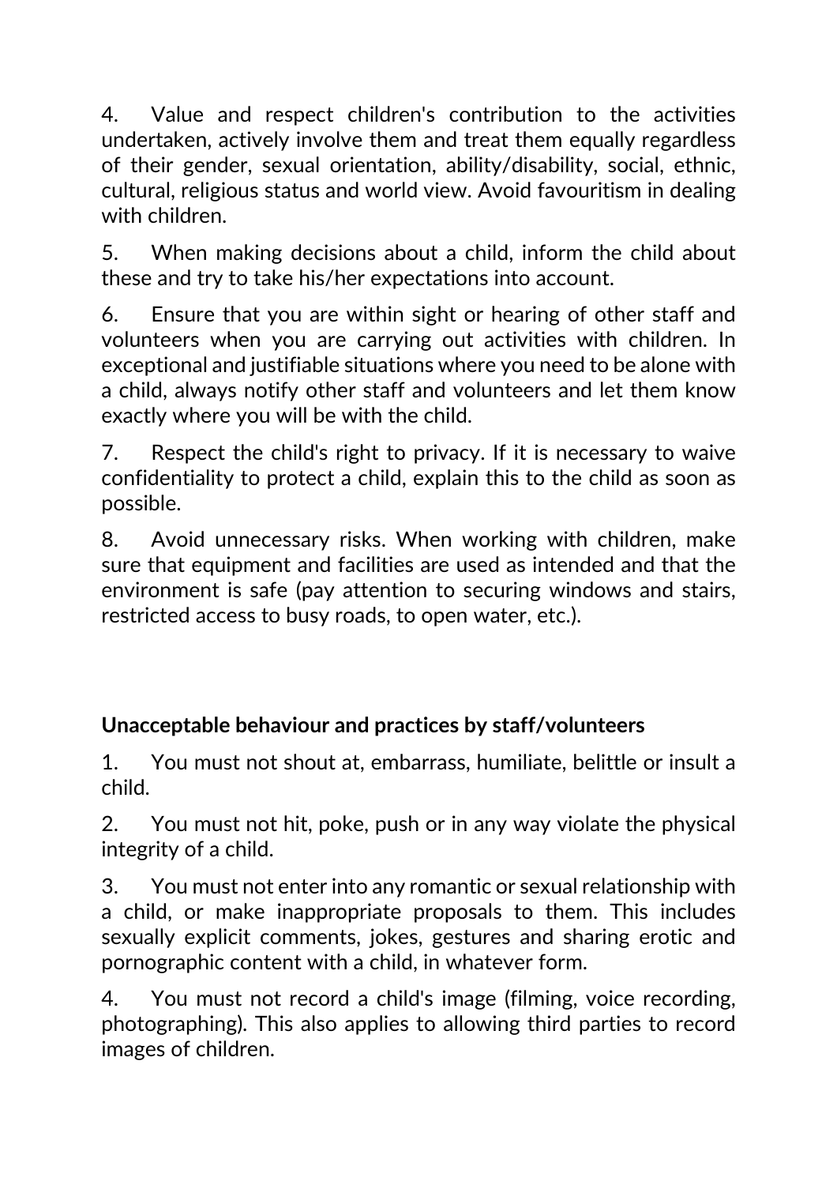4. Value and respect children's contribution to the activities undertaken, actively involve them and treat them equally regardless of their gender, sexual orientation, ability/disability, social, ethnic, cultural, religious status and world view. Avoid favouritism in dealing with children.

5. When making decisions about a child, inform the child about these and try to take his/her expectations into account.

6. Ensure that you are within sight or hearing of other staff and volunteers when you are carrying out activities with children. In exceptional and justifiable situations where you need to be alone with a child, always notify other staff and volunteers and let them know exactly where you will be with the child.

7. Respect the child's right to privacy. If it is necessary to waive confidentiality to protect a child, explain this to the child as soon as possible.

8. Avoid unnecessary risks. When working with children, make sure that equipment and facilities are used as intended and that the environment is safe (pay attention to securing windows and stairs, restricted access to busy roads, to open water, etc.).

**Unacceptable behaviour and practices by staff/volunteers**

1. You must not shout at, embarrass, humiliate, belittle or insult a child.

2. You must not hit, poke, push or in any way violate the physical integrity of a child.

3. You must not enter into any romantic or sexual relationship with a child, or make inappropriate proposals to them. This includes sexually explicit comments, jokes, gestures and sharing erotic and pornographic content with a child, in whatever form.

4. You must not record a child's image (filming, voice recording, photographing). This also applies to allowing third parties to record images of children.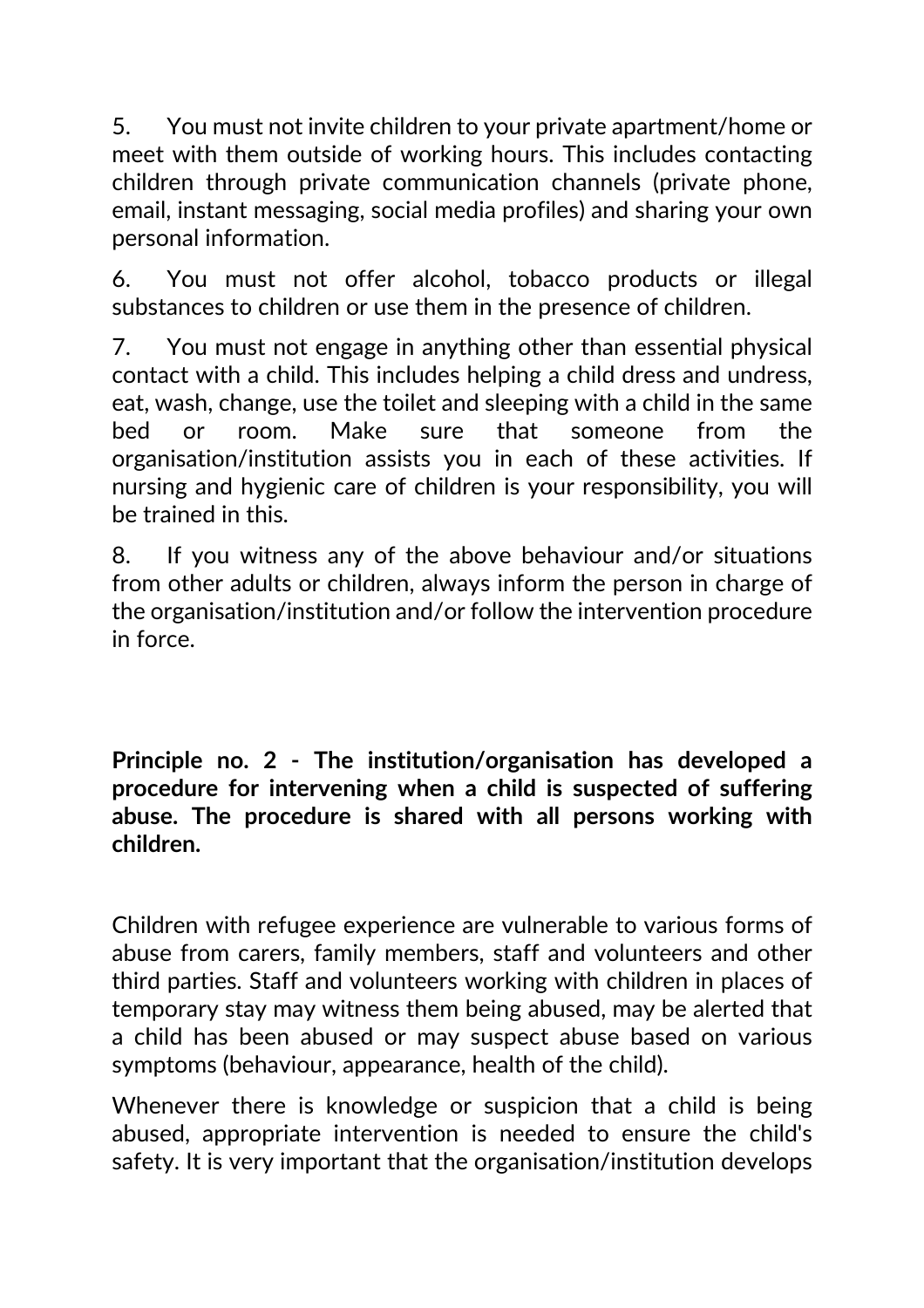5. You must not invite children to your private apartment/home or meet with them outside of working hours. This includes contacting children through private communication channels (private phone, email, instant messaging, social media profiles) and sharing your own personal information.

6. You must not offer alcohol, tobacco products or illegal substances to children or use them in the presence of children.

7. You must not engage in anything other than essential physical contact with a child. This includes helping a child dress and undress, eat, wash, change, use the toilet and sleeping with a child in the same bed or room. Make sure that someone from the organisation/institution assists you in each of these activities. If nursing and hygienic care of children is your responsibility, you will be trained in this.

8. If you witness any of the above behaviour and/or situations from other adults or children, always inform the person in charge of the organisation/institution and/or follow the intervention procedure in force.

**Principle no. 2 - The institution/organisation has developed a procedure for intervening when a child is suspected of suffering abuse. The procedure is shared with all persons working with children.**

Children with refugee experience are vulnerable to various forms of abuse from carers, family members, staff and volunteers and other third parties. Staff and volunteers working with children in places of temporary stay may witness them being abused, may be alerted that a child has been abused or may suspect abuse based on various symptoms (behaviour, appearance, health of the child).

Whenever there is knowledge or suspicion that a child is being abused, appropriate intervention is needed to ensure the child's safety. It is very important that the organisation/institution develops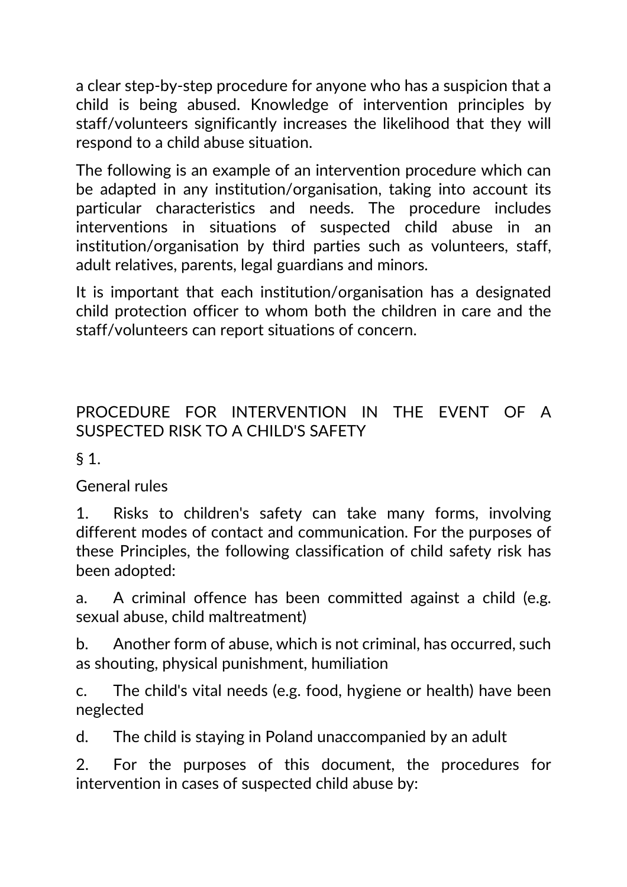a clear step-by-step procedure for anyone who has a suspicion that a child is being abused. Knowledge of intervention principles by staff/volunteers significantly increases the likelihood that they will respond to a child abuse situation.

The following is an example of an intervention procedure which can be adapted in any institution/organisation, taking into account its particular characteristics and needs. The procedure includes interventions in situations of suspected child abuse in an institution/organisation by third parties such as volunteers, staff, adult relatives, parents, legal guardians and minors.

It is important that each institution/organisation has a designated child protection officer to whom both the children in care and the staff/volunteers can report situations of concern.

## PROCEDURE FOR INTERVENTION IN THE EVENT OF A SUSPECTED RISK TO A CHILD'S SAFETY

§ 1.

General rules

1. Risks to children's safety can take many forms, involving different modes of contact and communication. For the purposes of these Principles, the following classification of child safety risk has been adopted:

a. A criminal offence has been committed against a child (e.g. sexual abuse, child maltreatment)

b. Another form of abuse, which is not criminal, has occurred, such as shouting, physical punishment, humiliation

c. The child's vital needs (e.g. food, hygiene or health) have been neglected

d. The child is staying in Poland unaccompanied by an adult

2. For the purposes of this document, the procedures for intervention in cases of suspected child abuse by: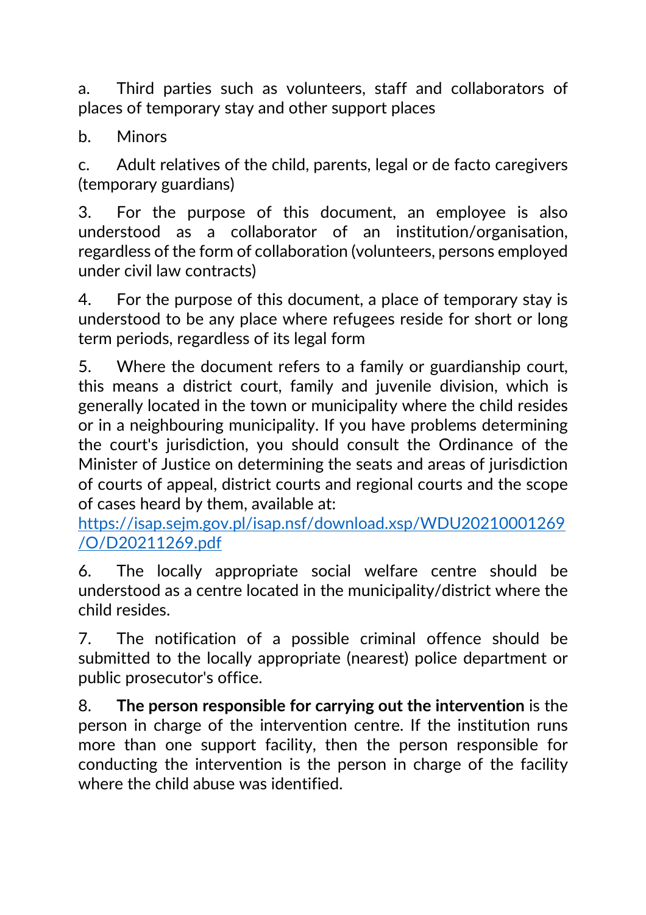a. Third parties such as volunteers, staff and collaborators of places of temporary stay and other support places

b. Minors

c. Adult relatives of the child, parents, legal or de facto caregivers (temporary guardians)

3. For the purpose of this document, an employee is also understood as a collaborator of an institution/organisation, regardless of the form of collaboration (volunteers, persons employed under civil law contracts)

4. For the purpose of this document, a place of temporary stay is understood to be any place where refugees reside for short or long term periods, regardless of its legal form

5. Where the document refers to a family or guardianship court, this means a district court, family and juvenile division, which is generally located in the town or municipality where the child resides or in a neighbouring municipality. If you have problems determining the court's jurisdiction, you should consult the Ordinance of the Minister of Justice on determining the seats and areas of jurisdiction of courts of appeal, district courts and regional courts and the scope of cases heard by them, available at: [https://isap.sejm.gov.pl/isap.nsf/download.xsp/WDU20210001269/O/D20211269.pdf](https://isap.sejm.gov.pl/isap.nsf/download.xsp/WDU20210001269/O/D20211269.pdf)

6. The locally appropriate social welfare centre should be understood as a centre located in the municipality/district where the child resides.

7. The notification of a possible criminal offence should be submitted to the locally appropriate (nearest) police department or public prosecutor's office.

8. **The person responsible for carrying out the intervention** is the person in charge of the intervention centre. If the institution runs more than one support facility, then the person responsible for conducting the intervention is the person in charge of the facility where the child abuse was identified.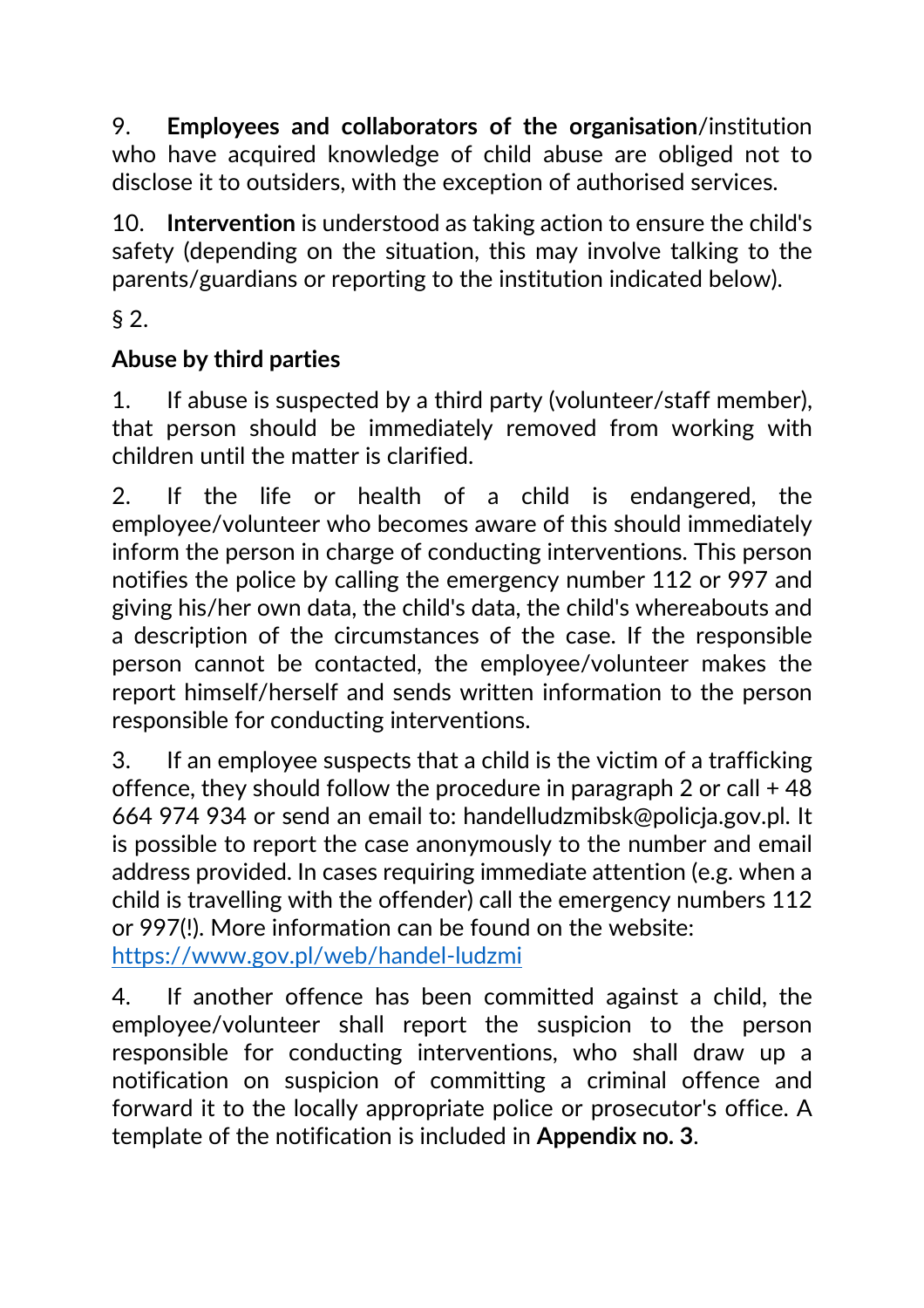9. **Employees and collaborators of the organisation**/institution who have acquired knowledge of child abuse are obliged not to disclose it to outsiders, with the exception of authorised services.

10. **Intervention** is understood as taking action to ensure the child's safety (depending on the situation, this may involve talking to the parents/guardians or reporting to the institution indicated below).

§ 2.

**Abuse by third parties**

1. If abuse is suspected by a third party (volunteer/staff member), that person should be immediately removed from working with children until the matter is clarified.

2. If the life or health of a child is endangered, the employee/volunteer who becomes aware of this should immediately inform the person in charge of conducting interventions. This person notifies the police by calling the emergency number 112 or 997 and giving his/her own data, the child's data, the child's whereabouts and a description of the circumstances of the case. If the responsible person cannot be contacted, the employee/volunteer makes the report himself/herself and sends written information to the person responsible for conducting interventions.

3. If an employee suspects that a child is the victim of a trafficking offence, they should follow the procedure in paragraph 2 or call + 48 664 974 934 or send an email to: handelludzmibsk@policja.gov.pl. It is possible to report the case anonymously to the number and email address provided. In cases requiring immediate attention (e.g. when a child is travelling with the offender) call the emergency numbers 112 or 997(!). More information can be found on the website: [https://www.gov.pl/web/handel-ludzmi](https://www.gov.pl/web/handel-ludzmi)

4. If another offence has been committed against a child, the employee/volunteer shall report the suspicion to the person responsible for conducting interventions, who shall draw up a notification on suspicion of committing a criminal offence and forward it to the locally appropriate police or prosecutor's office. A template of the notification is included in **Appendix no. 3**.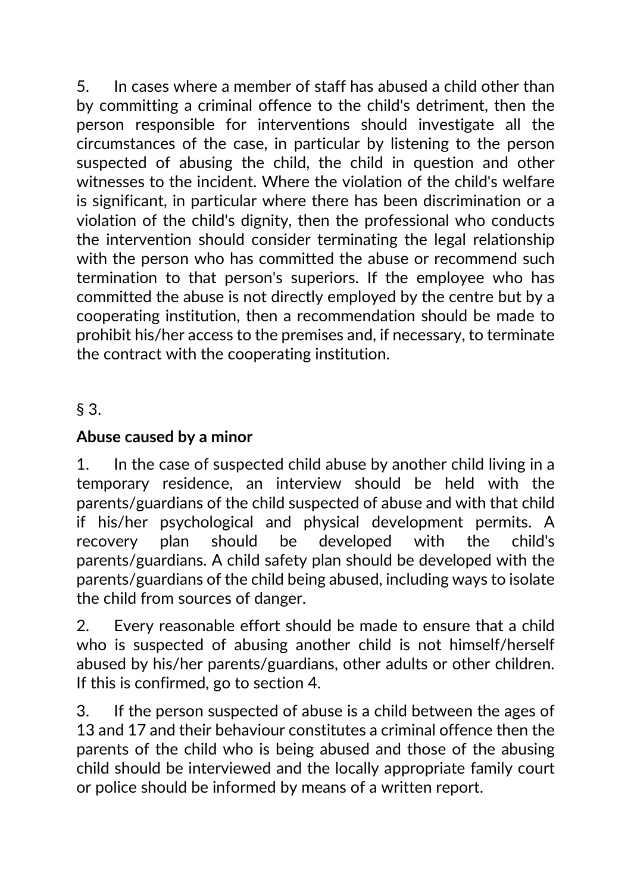5. In cases where a member of staff has abused a child other than by committing a criminal offence to the child's detriment, then the person responsible for interventions should investigate all the circumstances of the case, in particular by listening to the person suspected of abusing the child, the child in question and other witnesses to the incident. Where the violation of the child's welfare is significant, in particular where there has been discrimination or a violation of the child's dignity, then the professional who conducts the intervention should consider terminating the legal relationship with the person who has committed the abuse or recommend such termination to that person's superiors. If the employee who has committed the abuse is not directly employed by the centre but by a cooperating institution, then a recommendation should be made to prohibit his/her access to the premises and, if necessary, to terminate the contract with the cooperating institution.

§ 3.

**Abuse caused by a minor**

1. In the case of suspected child abuse by another child living in a temporary residence, an interview should be held with the parents/guardians of the child suspected of abuse and with that child if his/her psychological and physical development permits. A recovery plan should be developed with the child's parents/guardians. A child safety plan should be developed with the parents/guardians of the child being abused, including ways to isolate the child from sources of danger.

2. Every reasonable effort should be made to ensure that a child who is suspected of abusing another child is not himself/herself abused by his/her parents/guardians, other adults or other children. If this is confirmed, go to section 4.

3. If the person suspected of abuse is a child between the ages of 13 and 17 and their behaviour constitutes a criminal offence then the parents of the child who is being abused and those of the abusing child should be interviewed and the locally appropriate family court or police should be informed by means of a written report.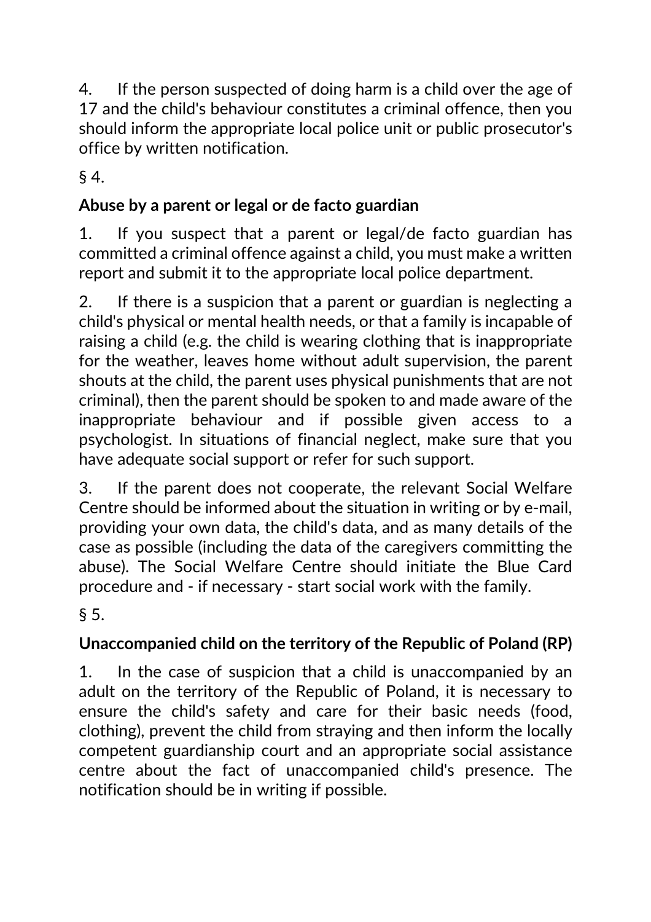4. If the person suspected of doing harm is a child over the age of 17 and the child's behaviour constitutes a criminal offence, then you should inform the appropriate local police unit or public prosecutor's office by written notification.

§ 4.

**Abuse by a parent or legal or de facto guardian**

1. If you suspect that a parent or legal/de facto guardian has committed a criminal offence against a child, you must make a written report and submit it to the appropriate local police department.

2. If there is a suspicion that a parent or guardian is neglecting a child's physical or mental health needs, or that a family is incapable of raising a child (e.g. the child is wearing clothing that is inappropriate for the weather, leaves home without adult supervision, the parent shouts at the child, the parent uses physical punishments that are not criminal), then the parent should be spoken to and made aware of the inappropriate behaviour and if possible given access to a psychologist. In situations of financial neglect, make sure that you have adequate social support or refer for such support.

3. If the parent does not cooperate, the relevant Social Welfare Centre should be informed about the situation in writing or by e-mail, providing your own data, the child's data, and as many details of the case as possible (including the data of the caregivers committing the abuse). The Social Welfare Centre should initiate the Blue Card procedure and - if necessary - start social work with the family.

§ 5.

**Unaccompanied child on the territory of the Republic of Poland (RP)**

1. In the case of suspicion that a child is unaccompanied by an adult on the territory of the Republic of Poland, it is necessary to ensure the child's safety and care for their basic needs (food, clothing), prevent the child from straying and then inform the locally competent guardianship court and an appropriate social assistance centre about the fact of unaccompanied child's presence. The notification should be in writing if possible.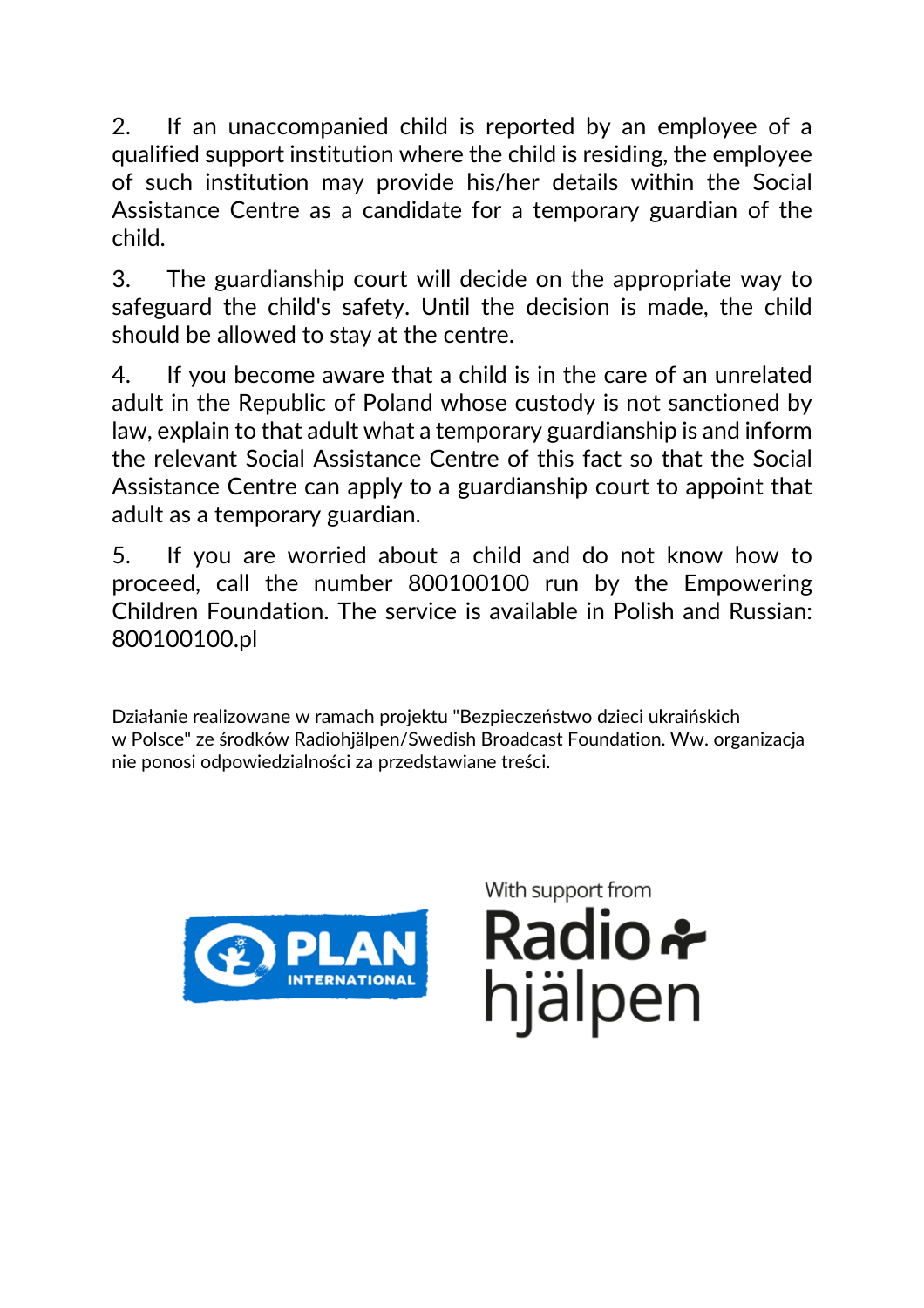2. If an unaccompanied child is reported by an employee of a qualified support institution where the child is residing, the employee of such institution may provide his/her details within the Social Assistance Centre as a candidate for a temporary guardian of the child.

3. The guardianship court will decide on the appropriate way to safeguard the child's safety. Until the decision is made, the child should be allowed to stay at the centre.

4. If you become aware that a child is in the care of an unrelated adult in the Republic of Poland whose custody is not sanctioned by law, explain to that adult what a temporary guardianship is and inform the relevant Social Assistance Centre of this fact so that the Social Assistance Centre can apply to a guardianship court to appoint that adult as a temporary guardian.

5. If you are worried about a child and do not know how to proceed, call the number 800100100 run by the Empowering Children Foundation. The service is available in Polish and Russian: 800100100.pl

Działanie realizowane w ramach projektu "Bezpieczeństwo dzieci ukraińskich w Polsce" ze środków Radiohjälpen/Swedish Broadcast Foundation. Ww. organizacja nie ponosi odpowiedzialności za przedstawiane treści.

PLAN INTERNATIONAL

With support from Radiohjälpen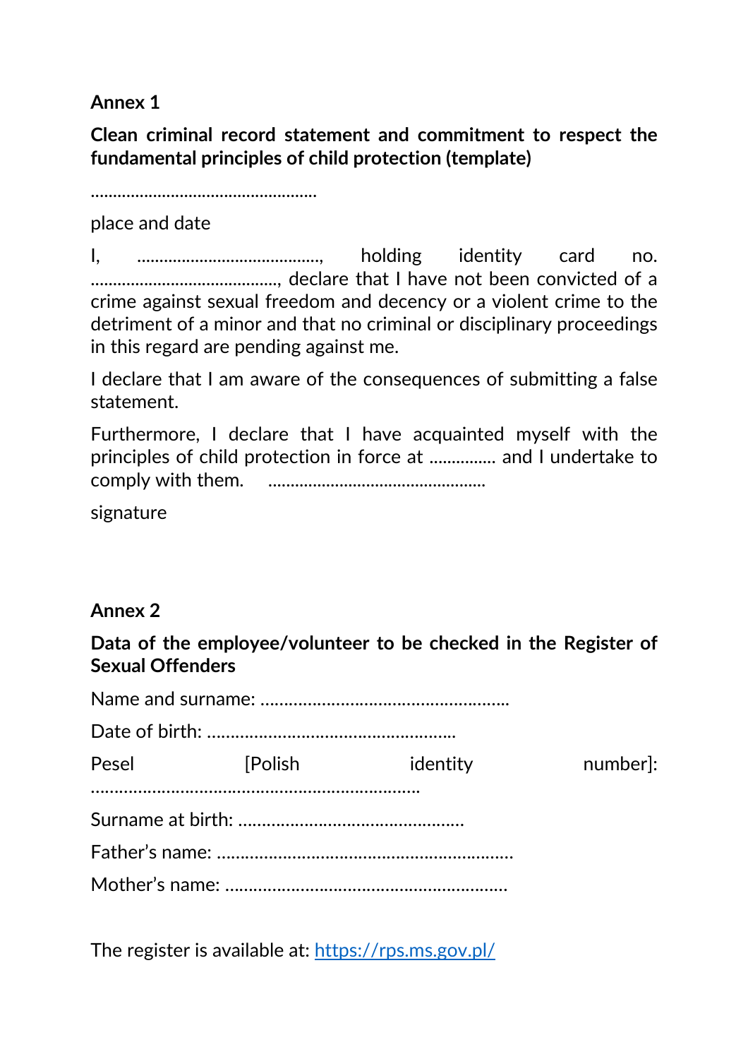**Annex 1**

**Clean criminal record statement and commitment to respect the fundamental principles of child protection (template)**

……………………………………………

place and date

I, …………………………………, holding identity card no. ……………………………………, declare that I have not been convicted of a crime against sexual freedom and decency or a violent crime to the detriment of a minor and that no criminal or disciplinary proceedings in this regard are pending against me.

I declare that I am aware of the consequences of submitting a false statement.

Furthermore, I declare that I have acquainted myself with the principles of child protection in force at …………… and I undertake to comply with them. ………………………………………….

signature

**Annex 2**

**Data of the employee/volunteer to be checked in the Register of Sexual Offenders**

Name and surname: …………………………………………….

Date of birth: ……………………………………………..

Pesel [Polish identity number]: ……………………………………………………………

Surname at birth: ……………………………………….

Father's name: ……………………………………………………..

Mother's name: ………………………………………………….

The register is available at: https://rps.ms.gov.pl/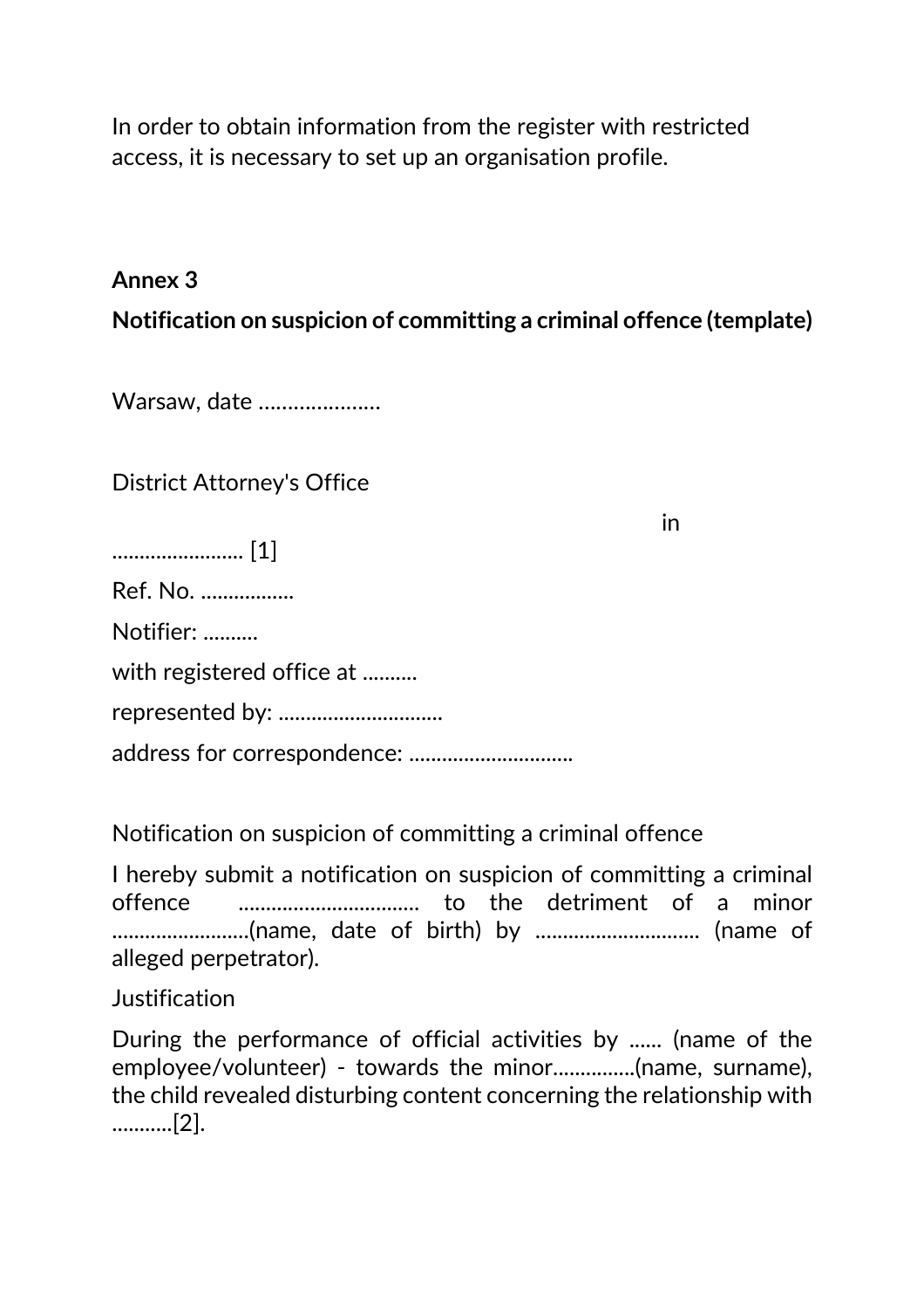In order to obtain information from the register with restricted access, it is necessary to set up an organisation profile.

**Annex 3**

**Notification on suspicion of committing a criminal offence (template)**

Warsaw, date …………………

District Attorney's Office

in …………………… [1]

Ref. No. ……………

Notifier: ……….

with registered office at ……….

represented by: …………………………

address for correspondence: …………………………

Notification on suspicion of committing a criminal offence

I hereby submit a notification on suspicion of committing a criminal offence …………………………… to the detriment of a minor …………………….(name, date of birth) by ………………………… (name of alleged perpetrator).

Justification

During the performance of official activities by …... (name of the employee/volunteer) - towards the minor……………(name, surname), the child revealed disturbing content concerning the relationship with ………..[2].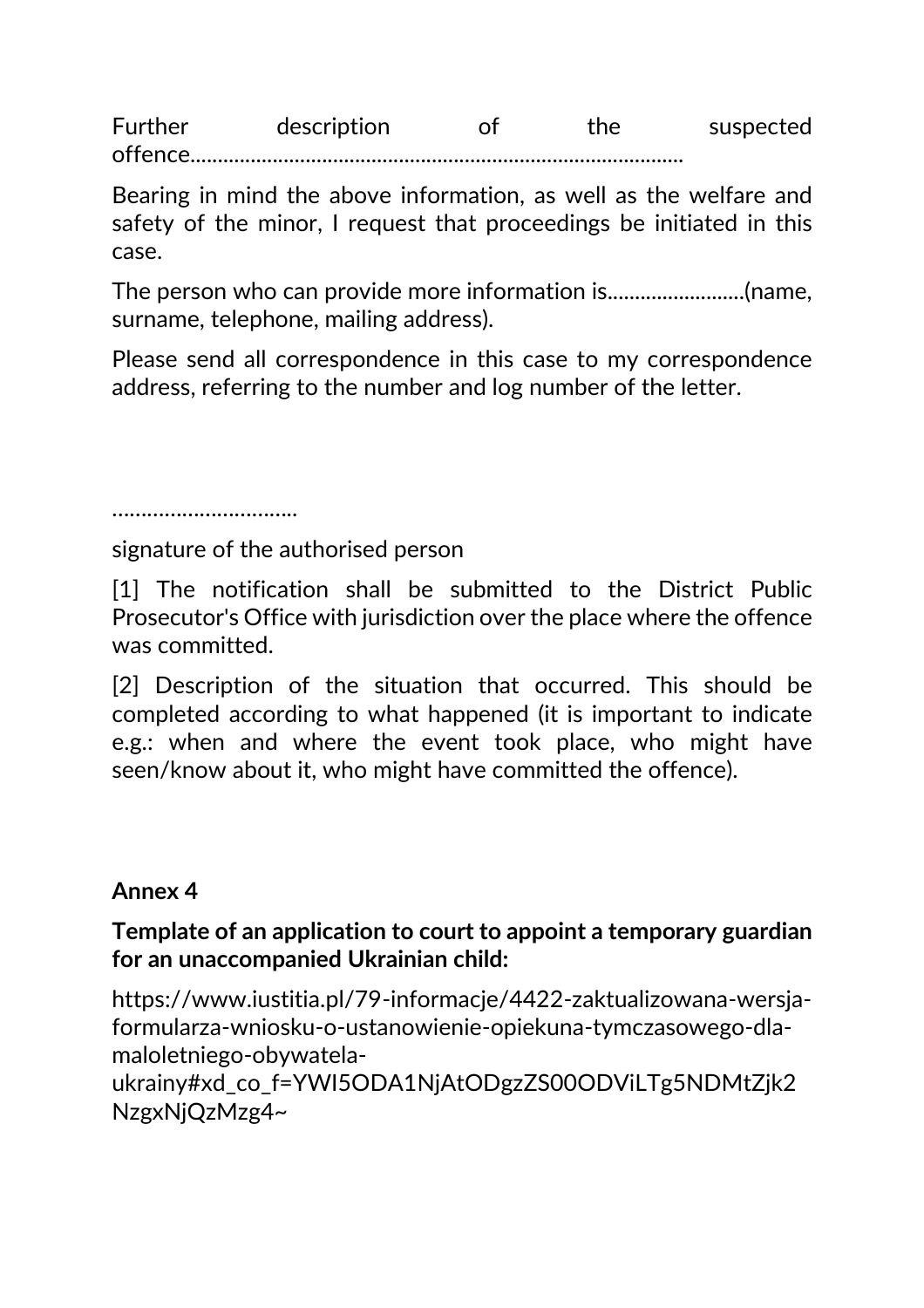Further description of the suspected offence.........................................................................................

Bearing in mind the above information, as well as the welfare and safety of the minor, I request that proceedings be initiated in this case.

The person who can provide more information is.........................(name, surname, telephone, mailing address).

Please send all correspondence in this case to my correspondence address, referring to the number and log number of the letter.

…………………………..

signature of the authorised person

[1] The notification shall be submitted to the District Public Prosecutor's Office with jurisdiction over the place where the offence was committed.

[2] Description of the situation that occurred. This should be completed according to what happened (it is important to indicate e.g.: when and where the event took place, who might have seen/know about it, who might have committed the offence).

**Annex 4**

**Template of an application to court to appoint a temporary guardian for an unaccompanied Ukrainian child:**

https://www.iustitia.pl/79-informacje/4422-zaktualizowana-wersja-formularza-wniosku-o-ustanowienie-opiekuna-tymczasowego-dla-maloletniego-obywatela-ukrainy#xd_co_f=YWI5ODA1NjAtODgzZS00ODViLTg5NDMtZjk2NzgxNjQzMzg4~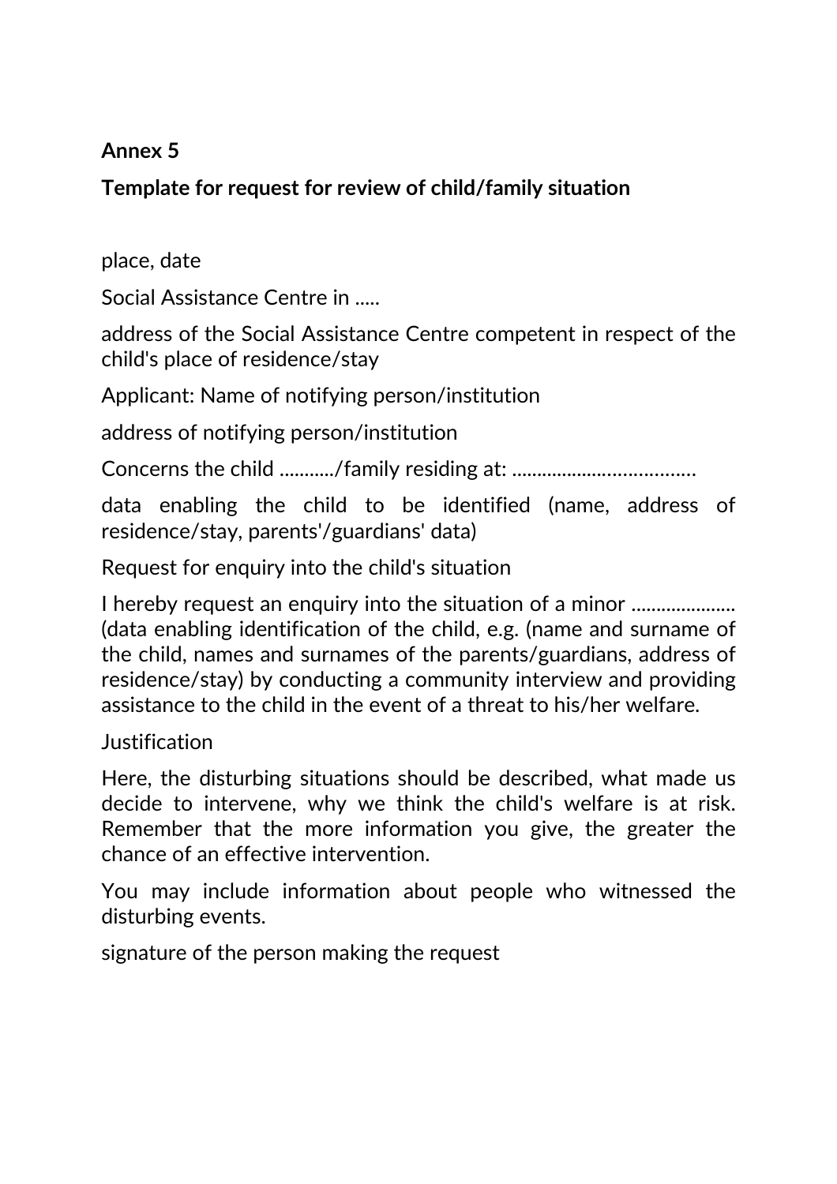**Annex 5**

**Template for request for review of child/family situation**

place, date

Social Assistance Centre in .....

address of the Social Assistance Centre competent in respect of the child's place of residence/stay

Applicant: Name of notifying person/institution

address of notifying person/institution

Concerns the child .........../family residing at: ...................................

data enabling the child to be identified (name, address of residence/stay, parents'/guardians' data)

Request for enquiry into the child's situation

I hereby request an enquiry into the situation of a minor .................... (data enabling identification of the child, e.g. (name and surname of the child, names and surnames of the parents/guardians, address of residence/stay) by conducting a community interview and providing assistance to the child in the event of a threat to his/her welfare.

Justification

Here, the disturbing situations should be described, what made us decide to intervene, why we think the child's welfare is at risk. Remember that the more information you give, the greater the chance of an effective intervention.

You may include information about people who witnessed the disturbing events.

signature of the person making the request